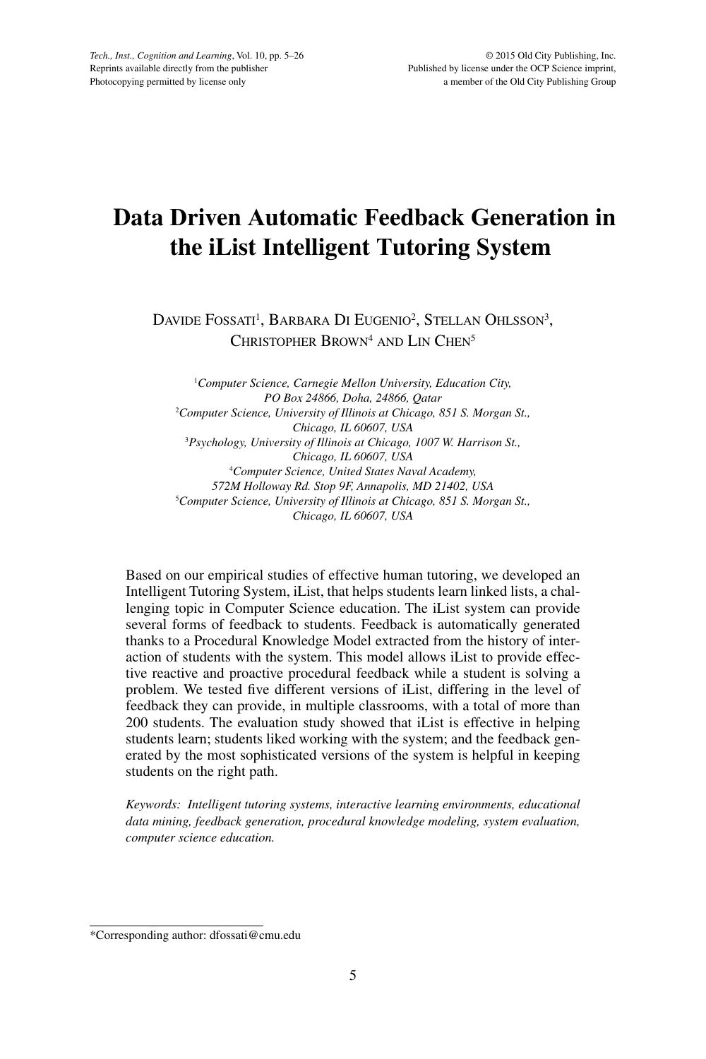# Data Driven Automatic Feedback Generation in the iList Intelligent Tutoring System

Davide Fossati[1], Barbara Di Eugenio[2], Stellan Ohlsson[3], Christopher Brown[4] and Lin Chen[5]

[1]*Computer Science, Carnegie Mellon University, Education City, PO Box 24866, Doha, 24866, Qatar*
[2]*Computer Science, University of Illinois at Chicago, 851 S. Morgan St., Chicago, IL 60607, USA*
[3]*Psychology, University of Illinois at Chicago, 1007 W. Harrison St., Chicago, IL 60607, USA*
[4]*Computer Science, United States Naval Academy, 572M Holloway Rd. Stop 9F, Annapolis, MD 21402, USA*
[5]*Computer Science, University of Illinois at Chicago, 851 S. Morgan St., Chicago, IL 60607, USA*

Based on our empirical studies of effective human tutoring, we developed an Intelligent Tutoring System, iList, that helps students learn linked lists, a challenging topic in Computer Science education. The iList system can provide several forms of feedback to students. Feedback is automatically generated thanks to a Procedural Knowledge Model extracted from the history of interaction of students with the system. This model allows iList to provide effective reactive and proactive procedural feedback while a student is solving a problem. We tested five different versions of iList, differing in the level of feedback they can provide, in multiple classrooms, with a total of more than 200 students. The evaluation study showed that iList is effective in helping students learn; students liked working with the system; and the feedback generated by the most sophisticated versions of the system is helpful in keeping students on the right path.

*Keywords: Intelligent tutoring systems, interactive learning environments, educational data mining, feedback generation, procedural knowledge modeling, system evaluation, computer science education.*

---

*Corresponding author: dfossati@cmu.edu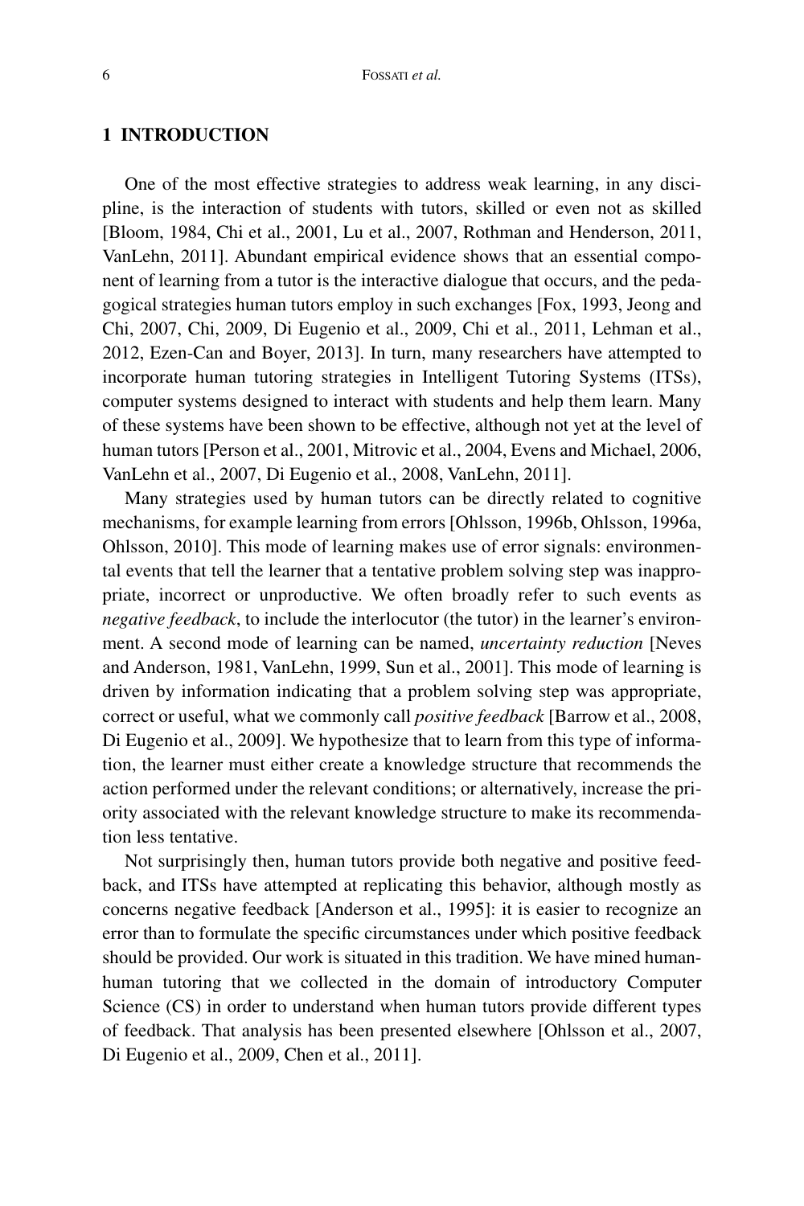## 1 INTRODUCTION

One of the most effective strategies to address weak learning, in any discipline, is the interaction of students with tutors, skilled or even not as skilled [Bloom, 1984, Chi et al., 2001, Lu et al., 2007, Rothman and Henderson, 2011, VanLehn, 2011]. Abundant empirical evidence shows that an essential component of learning from a tutor is the interactive dialogue that occurs, and the pedagogical strategies human tutors employ in such exchanges [Fox, 1993, Jeong and Chi, 2007, Chi, 2009, Di Eugenio et al., 2009, Chi et al., 2011, Lehman et al., 2012, Ezen-Can and Boyer, 2013]. In turn, many researchers have attempted to incorporate human tutoring strategies in Intelligent Tutoring Systems (ITSs), computer systems designed to interact with students and help them learn. Many of these systems have been shown to be effective, although not yet at the level of human tutors [Person et al., 2001, Mitrovic et al., 2004, Evens and Michael, 2006, VanLehn et al., 2007, Di Eugenio et al., 2008, VanLehn, 2011].

Many strategies used by human tutors can be directly related to cognitive mechanisms, for example learning from errors [Ohlsson, 1996b, Ohlsson, 1996a, Ohlsson, 2010]. This mode of learning makes use of error signals: environmental events that tell the learner that a tentative problem solving step was inappropriate, incorrect or unproductive. We often broadly refer to such events as *negative feedback*, to include the interlocutor (the tutor) in the learner's environment. A second mode of learning can be named, *uncertainty reduction* [Neves and Anderson, 1981, VanLehn, 1999, Sun et al., 2001]. This mode of learning is driven by information indicating that a problem solving step was appropriate, correct or useful, what we commonly call *positive feedback* [Barrow et al., 2008, Di Eugenio et al., 2009]. We hypothesize that to learn from this type of information, the learner must either create a knowledge structure that recommends the action performed under the relevant conditions; or alternatively, increase the priority associated with the relevant knowledge structure to make its recommendation less tentative.

Not surprisingly then, human tutors provide both negative and positive feedback, and ITSs have attempted at replicating this behavior, although mostly as concerns negative feedback [Anderson et al., 1995]: it is easier to recognize an error than to formulate the specific circumstances under which positive feedback should be provided. Our work is situated in this tradition. We have mined human-human tutoring that we collected in the domain of introductory Computer Science (CS) in order to understand when human tutors provide different types of feedback. That analysis has been presented elsewhere [Ohlsson et al., 2007, Di Eugenio et al., 2009, Chen et al., 2011].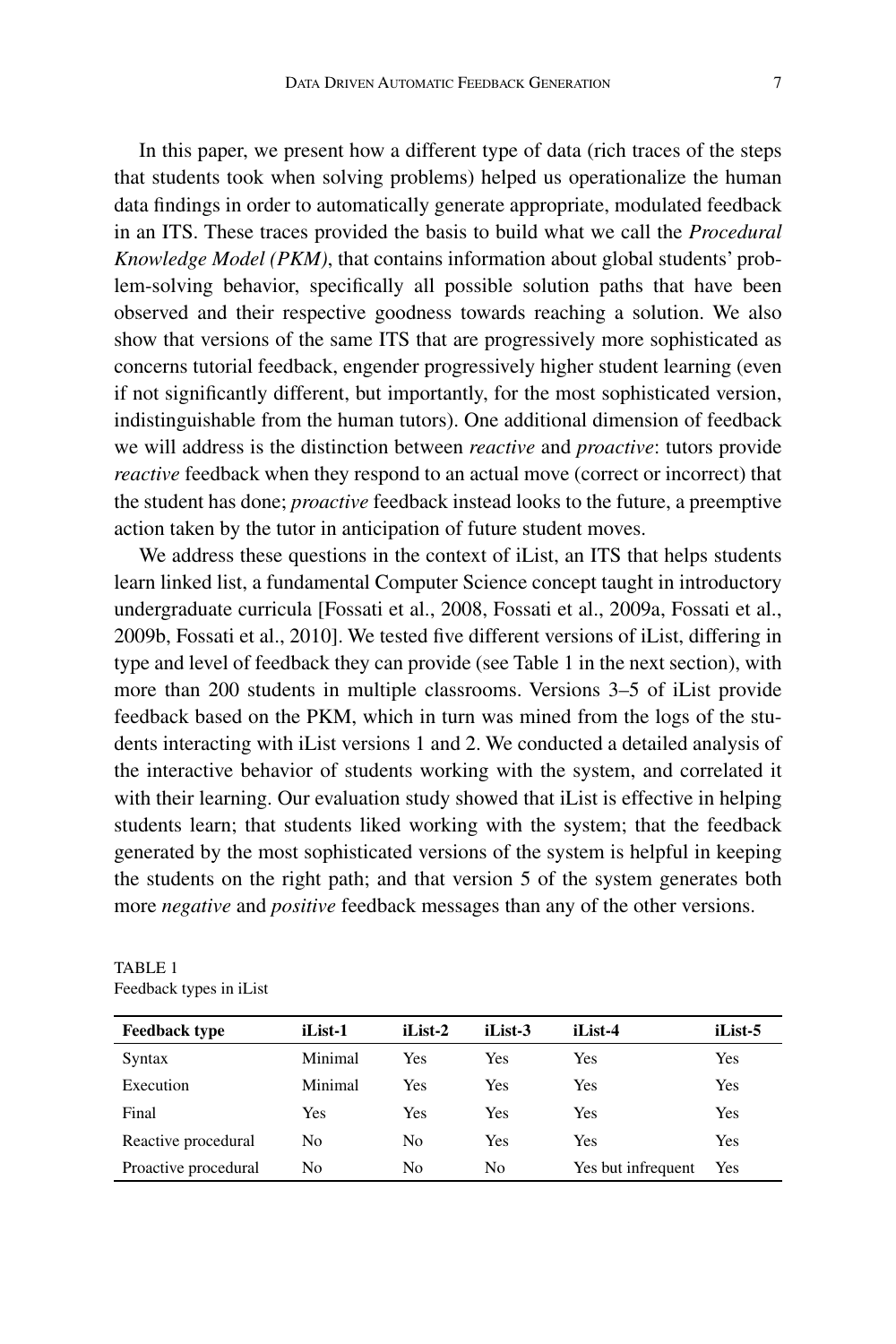In this paper, we present how a different type of data (rich traces of the steps that students took when solving problems) helped us operationalize the human data findings in order to automatically generate appropriate, modulated feedback in an ITS. These traces provided the basis to build what we call the *Procedural Knowledge Model (PKM)*, that contains information about global students' problem-solving behavior, specifically all possible solution paths that have been observed and their respective goodness towards reaching a solution. We also show that versions of the same ITS that are progressively more sophisticated as concerns tutorial feedback, engender progressively higher student learning (even if not significantly different, but importantly, for the most sophisticated version, indistinguishable from the human tutors). One additional dimension of feedback we will address is the distinction between *reactive* and *proactive*: tutors provide *reactive* feedback when they respond to an actual move (correct or incorrect) that the student has done; *proactive* feedback instead looks to the future, a preemptive action taken by the tutor in anticipation of future student moves.

We address these questions in the context of iList, an ITS that helps students learn linked list, a fundamental Computer Science concept taught in introductory undergraduate curricula [Fossati et al., 2008, Fossati et al., 2009a, Fossati et al., 2009b, Fossati et al., 2010]. We tested five different versions of iList, differing in type and level of feedback they can provide (see Table 1 in the next section), with more than 200 students in multiple classrooms. Versions 3–5 of iList provide feedback based on the PKM, which in turn was mined from the logs of the students interacting with iList versions 1 and 2. We conducted a detailed analysis of the interactive behavior of students working with the system, and correlated it with their learning. Our evaluation study showed that iList is effective in helping students learn; that students liked working with the system; that the feedback generated by the most sophisticated versions of the system is helpful in keeping the students on the right path; and that version 5 of the system generates both more *negative* and *positive* feedback messages than any of the other versions.

TABLE 1
Feedback types in iList

| Feedback type | iList-1 | iList-2 | iList-3 | iList-4 | iList-5 |
|---|---|---|---|---|---|
| Syntax | Minimal | Yes | Yes | Yes | Yes |
| Execution | Minimal | Yes | Yes | Yes | Yes |
| Final | Yes | Yes | Yes | Yes | Yes |
| Reactive procedural | No | No | Yes | Yes | Yes |
| Proactive procedural | No | No | No | Yes but infrequent | Yes |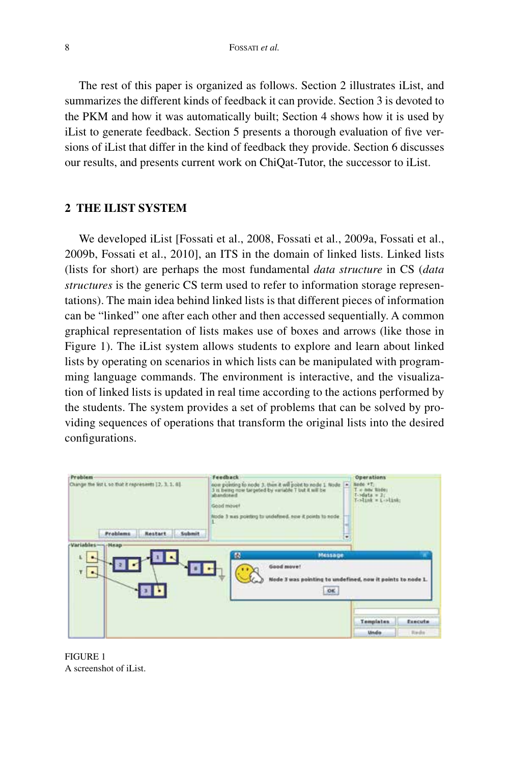The rest of this paper is organized as follows. Section 2 illustrates iList, and summarizes the different kinds of feedback it can provide. Section 3 is devoted to the PKM and how it was automatically built; Section 4 shows how it is used by iList to generate feedback. Section 5 presents a thorough evaluation of five versions of iList that differ in the kind of feedback they provide. Section 6 discusses our results, and presents current work on ChiQat-Tutor, the successor to iList.

## 2 THE ILIST SYSTEM

We developed iList [Fossati et al., 2008, Fossati et al., 2009a, Fossati et al., 2009b, Fossati et al., 2010], an ITS in the domain of linked lists. Linked lists (lists for short) are perhaps the most fundamental *data structure* in CS (*data structures* is the generic CS term used to refer to information storage representations). The main idea behind linked lists is that different pieces of information can be "linked" one after each other and then accessed sequentially. A common graphical representation of lists makes use of boxes and arrows (like those in Figure 1). The iList system allows students to explore and learn about linked lists by operating on scenarios in which lists can be manipulated with programming language commands. The environment is interactive, and the visualization of linked lists is updated in real time according to the actions performed by the students. The system provides a set of problems that can be solved by providing sequences of operations that transform the original lists into the desired configurations.

FIGURE 1
A screenshot of iList.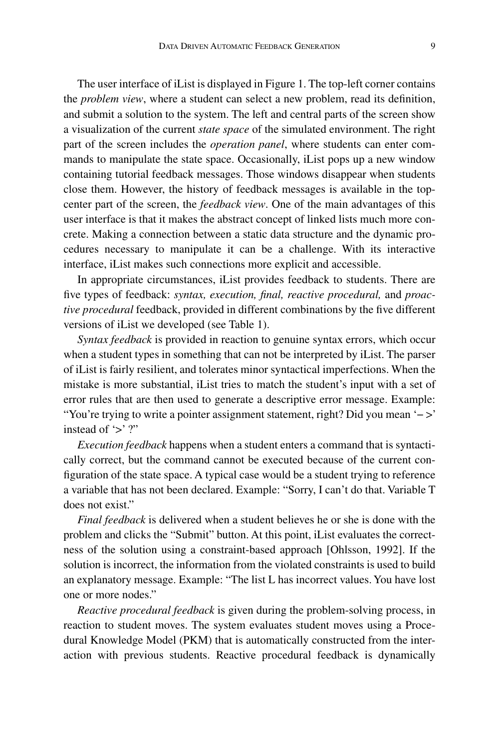The user interface of iList is displayed in Figure 1. The top-left corner contains the *problem view*, where a student can select a new problem, read its definition, and submit a solution to the system. The left and central parts of the screen show a visualization of the current *state space* of the simulated environment. The right part of the screen includes the *operation panel*, where students can enter commands to manipulate the state space. Occasionally, iList pops up a new window containing tutorial feedback messages. Those windows disappear when students close them. However, the history of feedback messages is available in the top-center part of the screen, the *feedback view*. One of the main advantages of this user interface is that it makes the abstract concept of linked lists much more concrete. Making a connection between a static data structure and the dynamic procedures necessary to manipulate it can be a challenge. With its interactive interface, iList makes such connections more explicit and accessible.

In appropriate circumstances, iList provides feedback to students. There are five types of feedback: *syntax, execution, final, reactive procedural,* and *proactive procedural* feedback, provided in different combinations by the five different versions of iList we developed (see Table 1).

*Syntax feedback* is provided in reaction to genuine syntax errors, which occur when a student types in something that can not be interpreted by iList. The parser of iList is fairly resilient, and tolerates minor syntactical imperfections. When the mistake is more substantial, iList tries to match the student's input with a set of error rules that are then used to generate a descriptive error message. Example: "You're trying to write a pointer assignment statement, right? Did you mean '−>' instead of '>' ?"

*Execution feedback* happens when a student enters a command that is syntactically correct, but the command cannot be executed because of the current configuration of the state space. A typical case would be a student trying to reference a variable that has not been declared. Example: "Sorry, I can't do that. Variable T does not exist."

*Final feedback* is delivered when a student believes he or she is done with the problem and clicks the "Submit" button. At this point, iList evaluates the correctness of the solution using a constraint-based approach [Ohlsson, 1992]. If the solution is incorrect, the information from the violated constraints is used to build an explanatory message. Example: "The list L has incorrect values. You have lost one or more nodes."

*Reactive procedural feedback* is given during the problem-solving process, in reaction to student moves. The system evaluates student moves using a Procedural Knowledge Model (PKM) that is automatically constructed from the interaction with previous students. Reactive procedural feedback is dynamically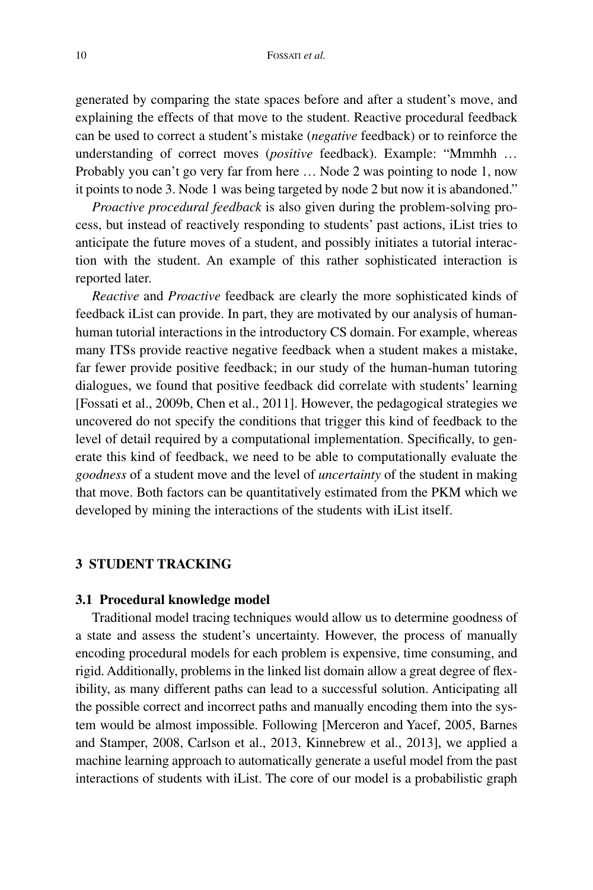generated by comparing the state spaces before and after a student's move, and explaining the effects of that move to the student. Reactive procedural feedback can be used to correct a student's mistake (*negative* feedback) or to reinforce the understanding of correct moves (*positive* feedback). Example: "Mmmhh … Probably you can't go very far from here … Node 2 was pointing to node 1, now it points to node 3. Node 1 was being targeted by node 2 but now it is abandoned."

*Proactive procedural feedback* is also given during the problem-solving process, but instead of reactively responding to students' past actions, iList tries to anticipate the future moves of a student, and possibly initiates a tutorial interaction with the student. An example of this rather sophisticated interaction is reported later.

*Reactive* and *Proactive* feedback are clearly the more sophisticated kinds of feedback iList can provide. In part, they are motivated by our analysis of human-human tutorial interactions in the introductory CS domain. For example, whereas many ITSs provide reactive negative feedback when a student makes a mistake, far fewer provide positive feedback; in our study of the human-human tutoring dialogues, we found that positive feedback did correlate with students' learning [Fossati et al., 2009b, Chen et al., 2011]. However, the pedagogical strategies we uncovered do not specify the conditions that trigger this kind of feedback to the level of detail required by a computational implementation. Specifically, to generate this kind of feedback, we need to be able to computationally evaluate the *goodness* of a student move and the level of *uncertainty* of the student in making that move. Both factors can be quantitatively estimated from the PKM which we developed by mining the interactions of the students with iList itself.

## 3 STUDENT TRACKING

### 3.1 Procedural knowledge model

Traditional model tracing techniques would allow us to determine goodness of a state and assess the student's uncertainty. However, the process of manually encoding procedural models for each problem is expensive, time consuming, and rigid. Additionally, problems in the linked list domain allow a great degree of flexibility, as many different paths can lead to a successful solution. Anticipating all the possible correct and incorrect paths and manually encoding them into the system would be almost impossible. Following [Merceron and Yacef, 2005, Barnes and Stamper, 2008, Carlson et al., 2013, Kinnebrew et al., 2013], we applied a machine learning approach to automatically generate a useful model from the past interactions of students with iList. The core of our model is a probabilistic graph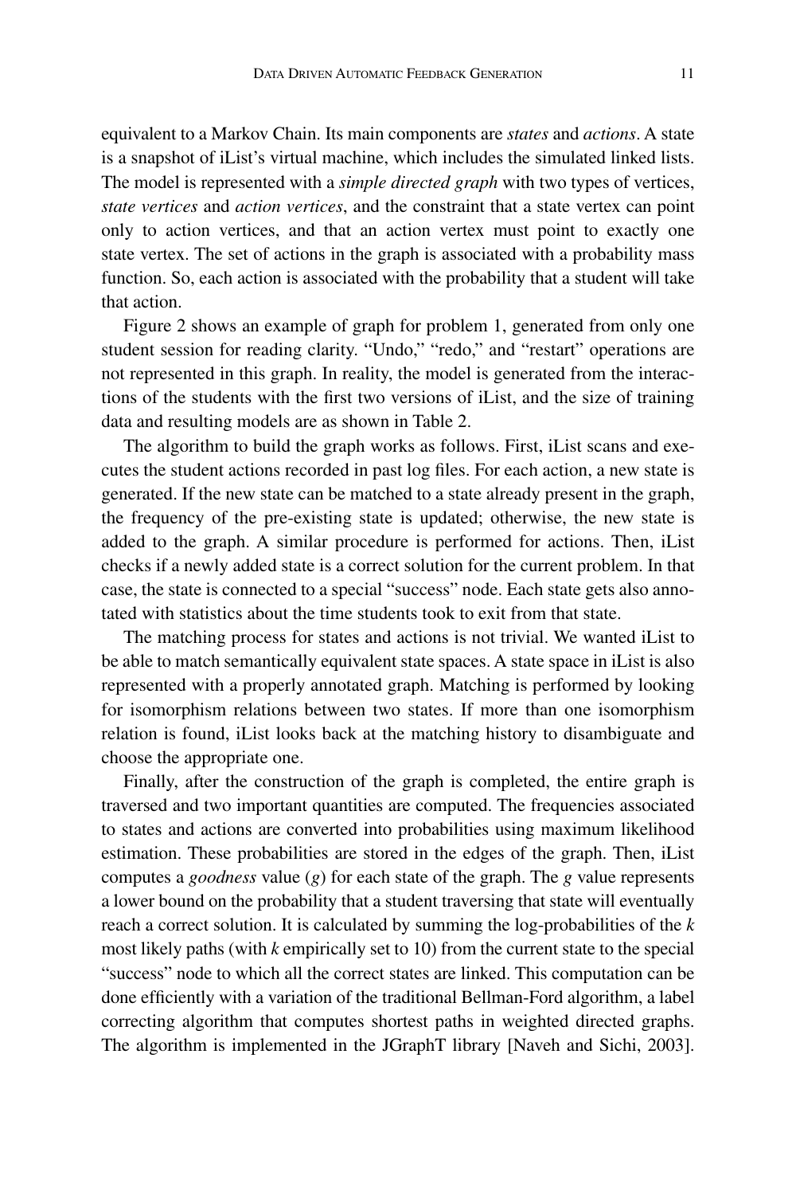equivalent to a Markov Chain. Its main components are *states* and *actions*. A state is a snapshot of iList's virtual machine, which includes the simulated linked lists. The model is represented with a *simple directed graph* with two types of vertices, *state vertices* and *action vertices*, and the constraint that a state vertex can point only to action vertices, and that an action vertex must point to exactly one state vertex. The set of actions in the graph is associated with a probability mass function. So, each action is associated with the probability that a student will take that action.

Figure 2 shows an example of graph for problem 1, generated from only one student session for reading clarity. "Undo," "redo," and "restart" operations are not represented in this graph. In reality, the model is generated from the interactions of the students with the first two versions of iList, and the size of training data and resulting models are as shown in Table 2.

The algorithm to build the graph works as follows. First, iList scans and executes the student actions recorded in past log files. For each action, a new state is generated. If the new state can be matched to a state already present in the graph, the frequency of the pre-existing state is updated; otherwise, the new state is added to the graph. A similar procedure is performed for actions. Then, iList checks if a newly added state is a correct solution for the current problem. In that case, the state is connected to a special "success" node. Each state gets also annotated with statistics about the time students took to exit from that state.

The matching process for states and actions is not trivial. We wanted iList to be able to match semantically equivalent state spaces. A state space in iList is also represented with a properly annotated graph. Matching is performed by looking for isomorphism relations between two states. If more than one isomorphism relation is found, iList looks back at the matching history to disambiguate and choose the appropriate one.

Finally, after the construction of the graph is completed, the entire graph is traversed and two important quantities are computed. The frequencies associated to states and actions are converted into probabilities using maximum likelihood estimation. These probabilities are stored in the edges of the graph. Then, iList computes a *goodness* value ($g$) for each state of the graph. The $g$ value represents a lower bound on the probability that a student traversing that state will eventually reach a correct solution. It is calculated by summing the log-probabilities of the $k$ most likely paths (with $k$ empirically set to 10) from the current state to the special "success" node to which all the correct states are linked. This computation can be done efficiently with a variation of the traditional Bellman-Ford algorithm, a label correcting algorithm that computes shortest paths in weighted directed graphs. The algorithm is implemented in the JGraphT library [Naveh and Sichi, 2003].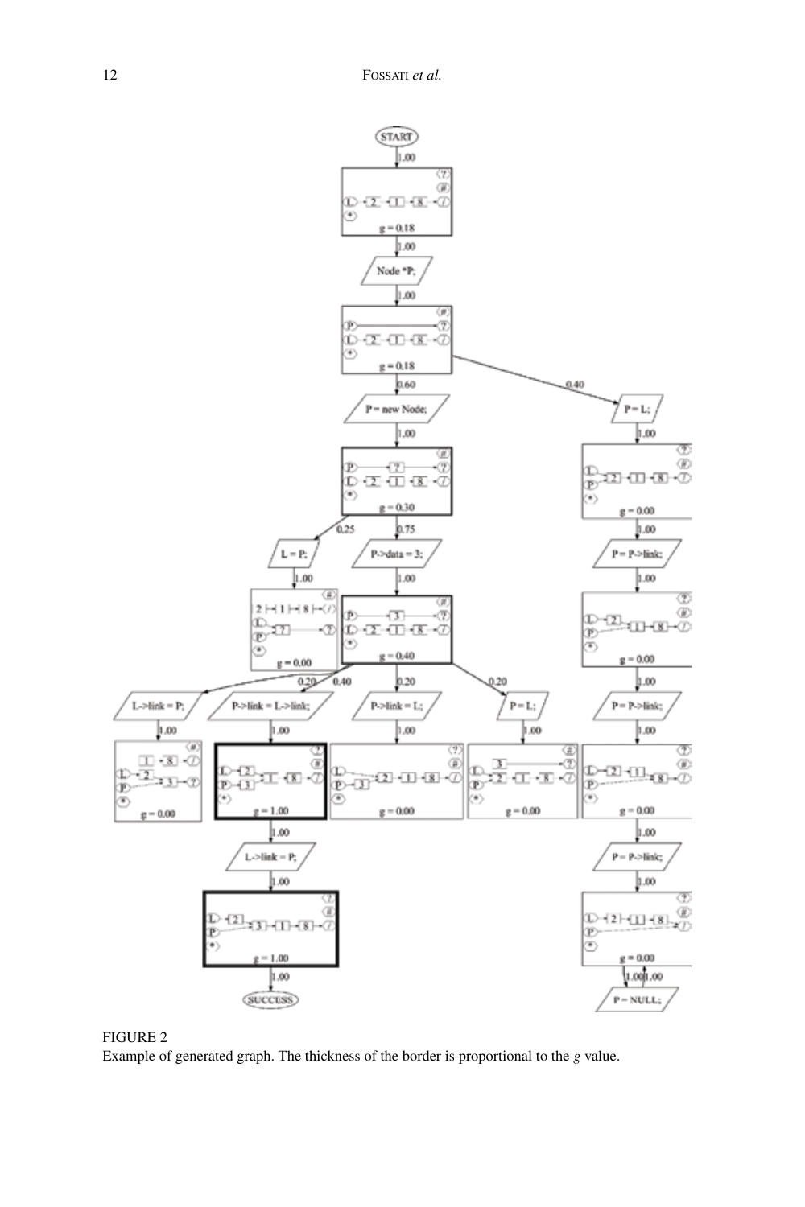FIGURE 2
Example of generated graph. The thickness of the border is proportional to the *g* value.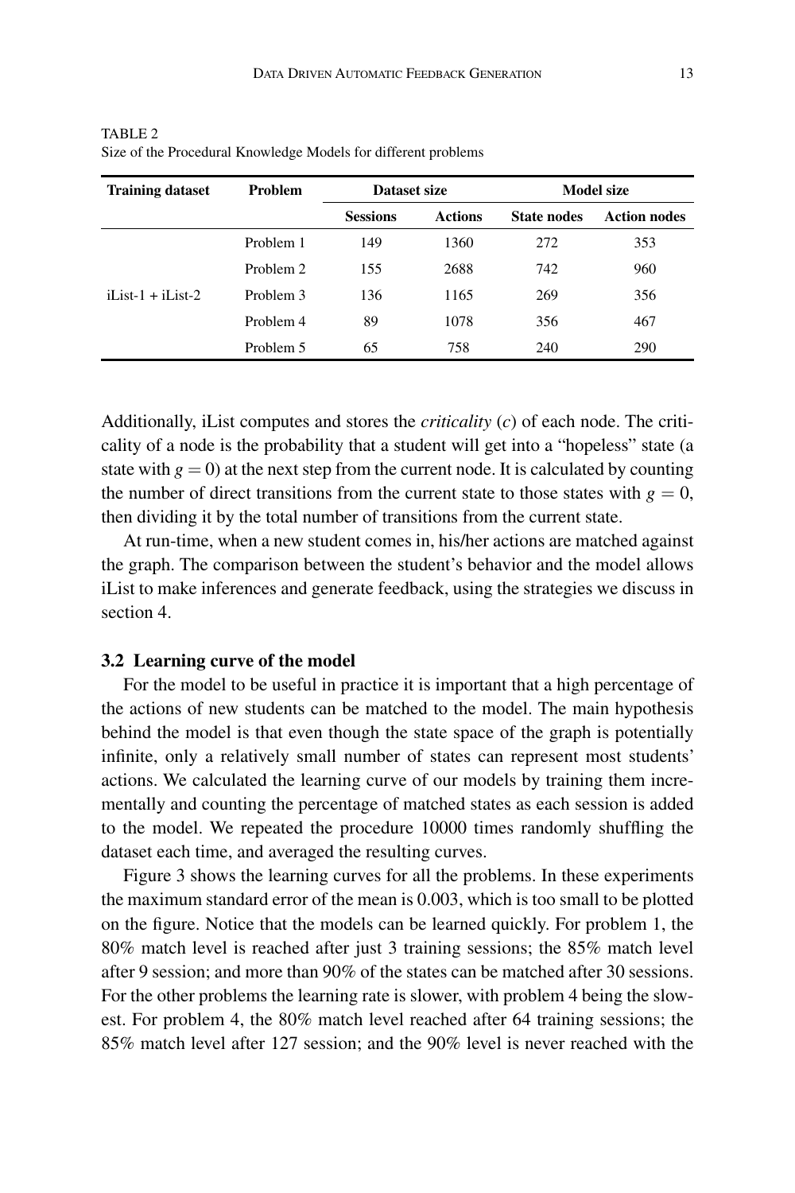TABLE 2
Size of the Procedural Knowledge Models for different problems

| Training dataset | Problem | Dataset size | | Model size | |
|---|---|---|---|---|---|
| | | Sessions | Actions | State nodes | Action nodes |
| iList-1 + iList-2 | Problem 1 | 149 | 1360 | 272 | 353 |
| | Problem 2 | 155 | 2688 | 742 | 960 |
| | Problem 3 | 136 | 1165 | 269 | 356 |
| | Problem 4 | 89 | 1078 | 356 | 467 |
| | Problem 5 | 65 | 758 | 240 | 290 |

Additionally, iList computes and stores the *criticality* ($c$) of each node. The criticality of a node is the probability that a student will get into a "hopeless" state (a state with $g = 0$) at the next step from the current node. It is calculated by counting the number of direct transitions from the current state to those states with $g = 0$, then dividing it by the total number of transitions from the current state.

At run-time, when a new student comes in, his/her actions are matched against the graph. The comparison between the student's behavior and the model allows iList to make inferences and generate feedback, using the strategies we discuss in section 4.

### 3.2 Learning curve of the model

For the model to be useful in practice it is important that a high percentage of the actions of new students can be matched to the model. The main hypothesis behind the model is that even though the state space of the graph is potentially infinite, only a relatively small number of states can represent most students' actions. We calculated the learning curve of our models by training them incrementally and counting the percentage of matched states as each session is added to the model. We repeated the procedure 10000 times randomly shuffling the dataset each time, and averaged the resulting curves.

Figure 3 shows the learning curves for all the problems. In these experiments the maximum standard error of the mean is 0.003, which is too small to be plotted on the figure. Notice that the models can be learned quickly. For problem 1, the 80% match level is reached after just 3 training sessions; the 85% match level after 9 session; and more than 90% of the states can be matched after 30 sessions. For the other problems the learning rate is slower, with problem 4 being the slowest. For problem 4, the 80% match level reached after 64 training sessions; the 85% match level after 127 session; and the 90% level is never reached with the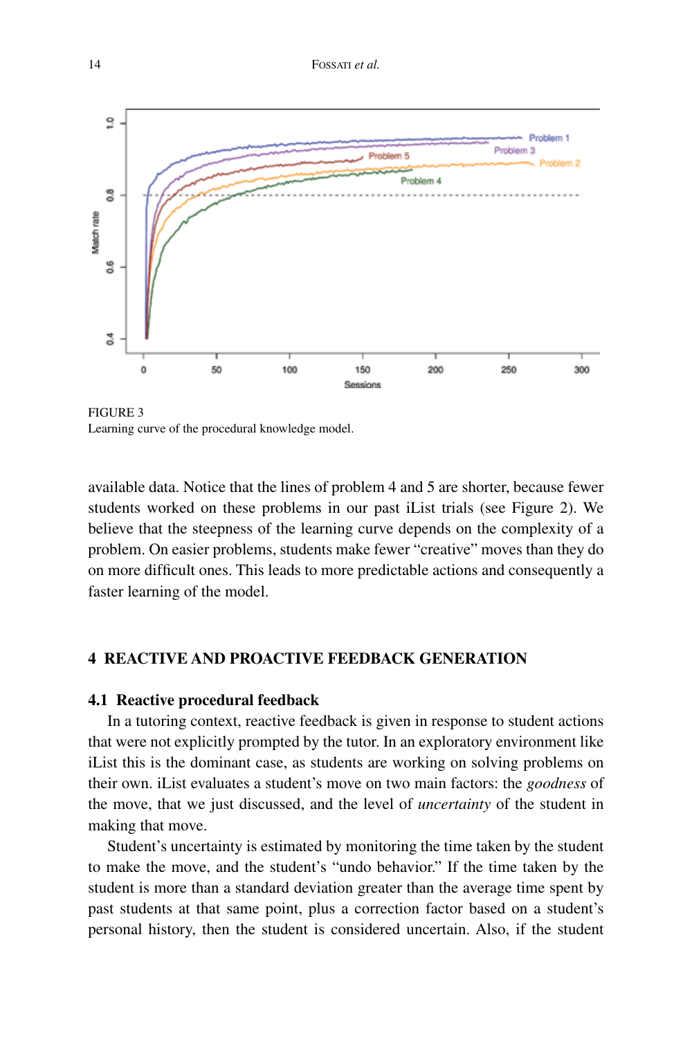FIGURE 3
Learning curve of the procedural knowledge model.

available data. Notice that the lines of problem 4 and 5 are shorter, because fewer students worked on these problems in our past iList trials (see Figure 2). We believe that the steepness of the learning curve depends on the complexity of a problem. On easier problems, students make fewer "creative" moves than they do on more difficult ones. This leads to more predictable actions and consequently a faster learning of the model.

## 4 REACTIVE AND PROACTIVE FEEDBACK GENERATION

### 4.1 Reactive procedural feedback

In a tutoring context, reactive feedback is given in response to student actions that were not explicitly prompted by the tutor. In an exploratory environment like iList this is the dominant case, as students are working on solving problems on their own. iList evaluates a student's move on two main factors: the *goodness* of the move, that we just discussed, and the level of *uncertainty* of the student in making that move.

Student's uncertainty is estimated by monitoring the time taken by the student to make the move, and the student's "undo behavior." If the time taken by the student is more than a standard deviation greater than the average time spent by past students at that same point, plus a correction factor based on a student's personal history, then the student is considered uncertain. Also, if the student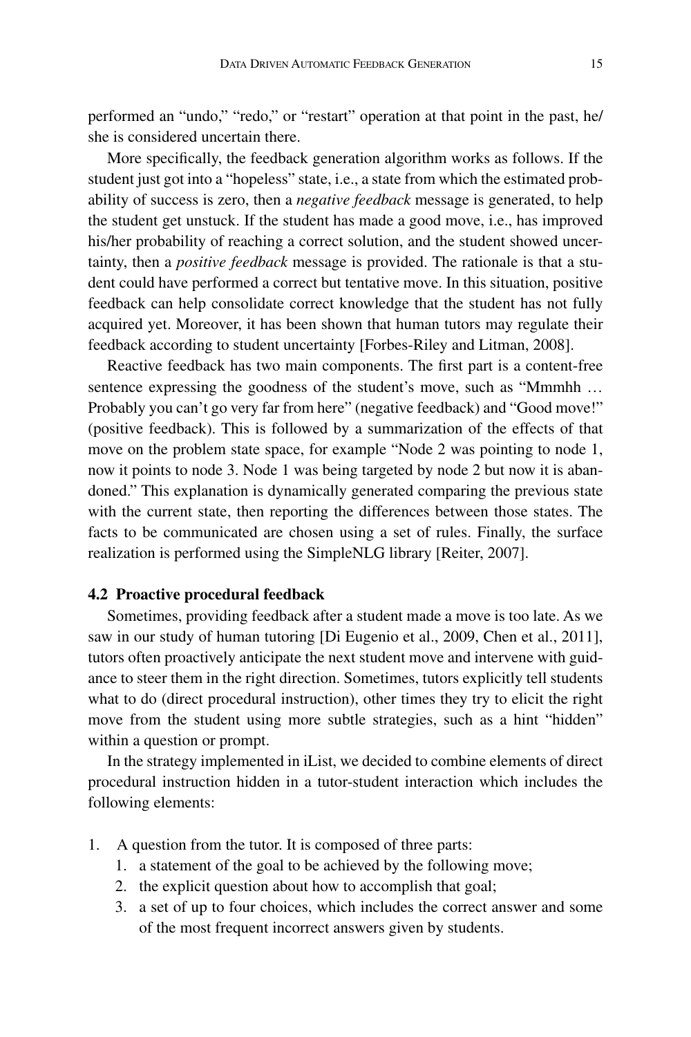performed an "undo," "redo," or "restart" operation at that point in the past, he/she is considered uncertain there.

More specifically, the feedback generation algorithm works as follows. If the student just got into a "hopeless" state, i.e., a state from which the estimated probability of success is zero, then a *negative feedback* message is generated, to help the student get unstuck. If the student has made a good move, i.e., has improved his/her probability of reaching a correct solution, and the student showed uncertainty, then a *positive feedback* message is provided. The rationale is that a student could have performed a correct but tentative move. In this situation, positive feedback can help consolidate correct knowledge that the student has not fully acquired yet. Moreover, it has been shown that human tutors may regulate their feedback according to student uncertainty [Forbes-Riley and Litman, 2008].

Reactive feedback has two main components. The first part is a content-free sentence expressing the goodness of the student's move, such as "Mmmhh … Probably you can't go very far from here" (negative feedback) and "Good move!" (positive feedback). This is followed by a summarization of the effects of that move on the problem state space, for example "Node 2 was pointing to node 1, now it points to node 3. Node 1 was being targeted by node 2 but now it is abandoned." This explanation is dynamically generated comparing the previous state with the current state, then reporting the differences between those states. The facts to be communicated are chosen using a set of rules. Finally, the surface realization is performed using the SimpleNLG library [Reiter, 2007].

### 4.2 Proactive procedural feedback

Sometimes, providing feedback after a student made a move is too late. As we saw in our study of human tutoring [Di Eugenio et al., 2009, Chen et al., 2011], tutors often proactively anticipate the next student move and intervene with guidance to steer them in the right direction. Sometimes, tutors explicitly tell students what to do (direct procedural instruction), other times they try to elicit the right move from the student using more subtle strategies, such as a hint "hidden" within a question or prompt.

In the strategy implemented in iList, we decided to combine elements of direct procedural instruction hidden in a tutor-student interaction which includes the following elements:

1. A question from the tutor. It is composed of three parts:
   1. a statement of the goal to be achieved by the following move;
   2. the explicit question about how to accomplish that goal;
   3. a set of up to four choices, which includes the correct answer and some of the most frequent incorrect answers given by students.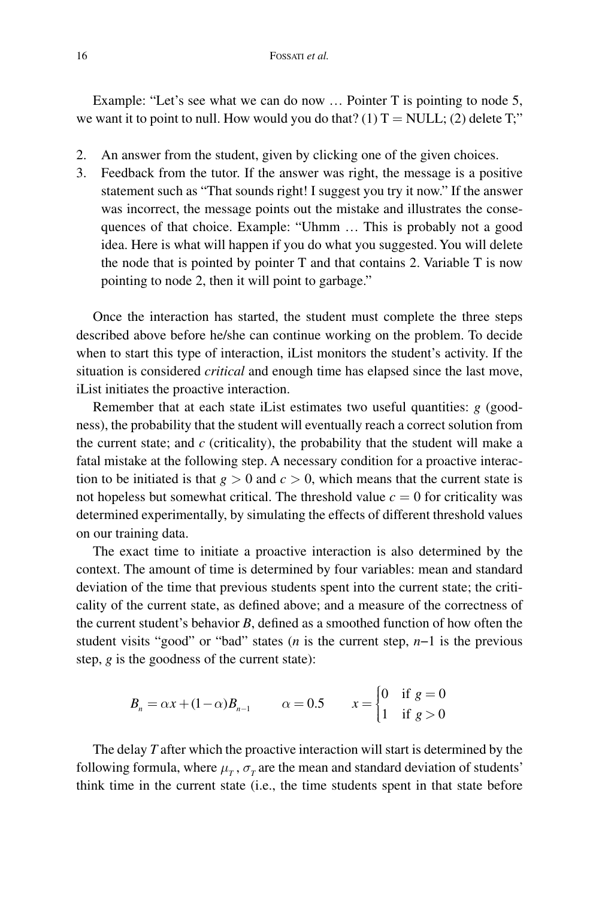Example: "Let's see what we can do now … Pointer T is pointing to node 5, we want it to point to null. How would you do that? (1) T = NULL; (2) delete T;"

2. An answer from the student, given by clicking one of the given choices.
3. Feedback from the tutor. If the answer was right, the message is a positive statement such as "That sounds right! I suggest you try it now." If the answer was incorrect, the message points out the mistake and illustrates the consequences of that choice. Example: "Uhmm … This is probably not a good idea. Here is what will happen if you do what you suggested. You will delete the node that is pointed by pointer T and that contains 2. Variable T is now pointing to node 2, then it will point to garbage."

Once the interaction has started, the student must complete the three steps described above before he/she can continue working on the problem. To decide when to start this type of interaction, iList monitors the student's activity. If the situation is considered *critical* and enough time has elapsed since the last move, iList initiates the proactive interaction.

Remember that at each state iList estimates two useful quantities: $g$ (goodness), the probability that the student will eventually reach a correct solution from the current state; and $c$ (criticality), the probability that the student will make a fatal mistake at the following step. A necessary condition for a proactive interaction to be initiated is that $g > 0$ and $c > 0$, which means that the current state is not hopeless but somewhat critical. The threshold value $c = 0$ for criticality was determined experimentally, by simulating the effects of different threshold values on our training data.

The exact time to initiate a proactive interaction is also determined by the context. The amount of time is determined by four variables: mean and standard deviation of the time that previous students spent into the current state; the criticality of the current state, as defined above; and a measure of the correctness of the current student's behavior $B$, defined as a smoothed function of how often the student visits "good" or "bad" states ($n$ is the current step, $n-1$ is the previous step, $g$ is the goodness of the current state):

$$B_n = \alpha x + (1-\alpha) B_{n-1} \qquad \alpha = 0.5 \qquad x = \begin{cases} 0 & \text{if } g = 0 \\ 1 & \text{if } g > 0 \end{cases}$$

The delay $T$ after which the proactive interaction will start is determined by the following formula, where $\mu_T$, $\sigma_T$ are the mean and standard deviation of students' think time in the current state (i.e., the time students spent in that state before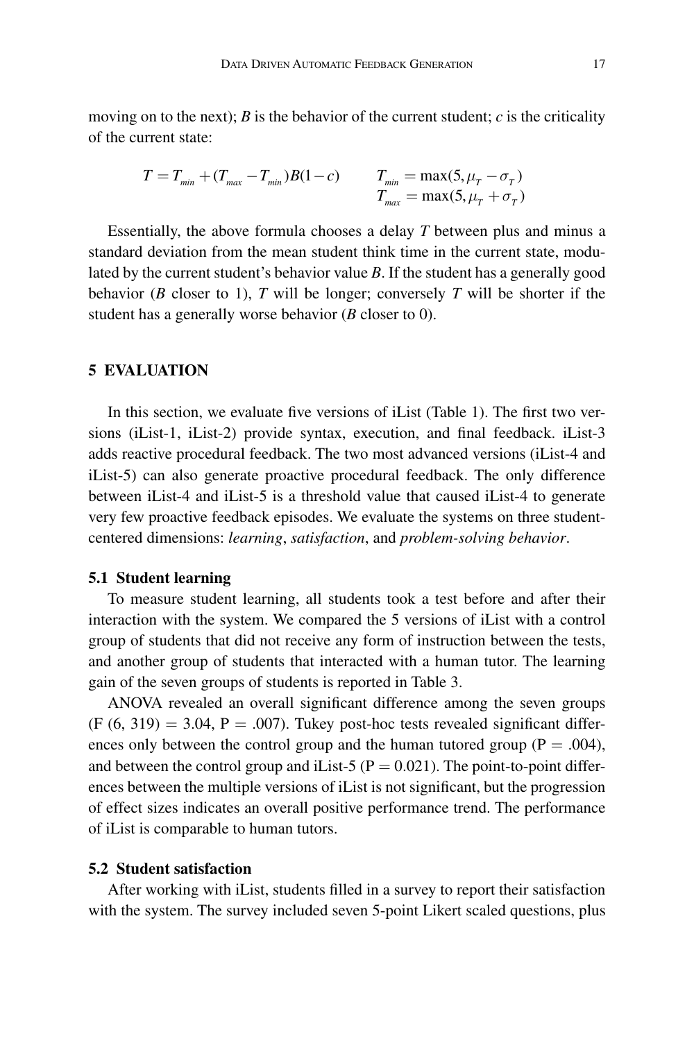moving on to the next); *B* is the behavior of the current student; *c* is the criticality of the current state:

$$T = T_{min} + (T_{max} - T_{min})B(1-c) \qquad \begin{array}{l} T_{min} = \max(5, \mu_T - \sigma_T) \\ T_{max} = \max(5, \mu_T + \sigma_T) \end{array}$$

Essentially, the above formula chooses a delay *T* between plus and minus a standard deviation from the mean student think time in the current state, modulated by the current student's behavior value *B*. If the student has a generally good behavior (*B* closer to 1), *T* will be longer; conversely *T* will be shorter if the student has a generally worse behavior (*B* closer to 0).

## 5 EVALUATION

In this section, we evaluate five versions of iList (Table 1). The first two versions (iList-1, iList-2) provide syntax, execution, and final feedback. iList-3 adds reactive procedural feedback. The two most advanced versions (iList-4 and iList-5) can also generate proactive procedural feedback. The only difference between iList-4 and iList-5 is a threshold value that caused iList-4 to generate very few proactive feedback episodes. We evaluate the systems on three student-centered dimensions: *learning*, *satisfaction*, and *problem-solving behavior*.

### 5.1 Student learning

To measure student learning, all students took a test before and after their interaction with the system. We compared the 5 versions of iList with a control group of students that did not receive any form of instruction between the tests, and another group of students that interacted with a human tutor. The learning gain of the seven groups of students is reported in Table 3.

ANOVA revealed an overall significant difference among the seven groups ($F(6, 319) = 3.04$, $P = .007$). Tukey post-hoc tests revealed significant differences only between the control group and the human tutored group ($P = .004$), and between the control group and iList-5 ($P = 0.021$). The point-to-point differences between the multiple versions of iList is not significant, but the progression of effect sizes indicates an overall positive performance trend. The performance of iList is comparable to human tutors.

### 5.2 Student satisfaction

After working with iList, students filled in a survey to report their satisfaction with the system. The survey included seven 5-point Likert scaled questions, plus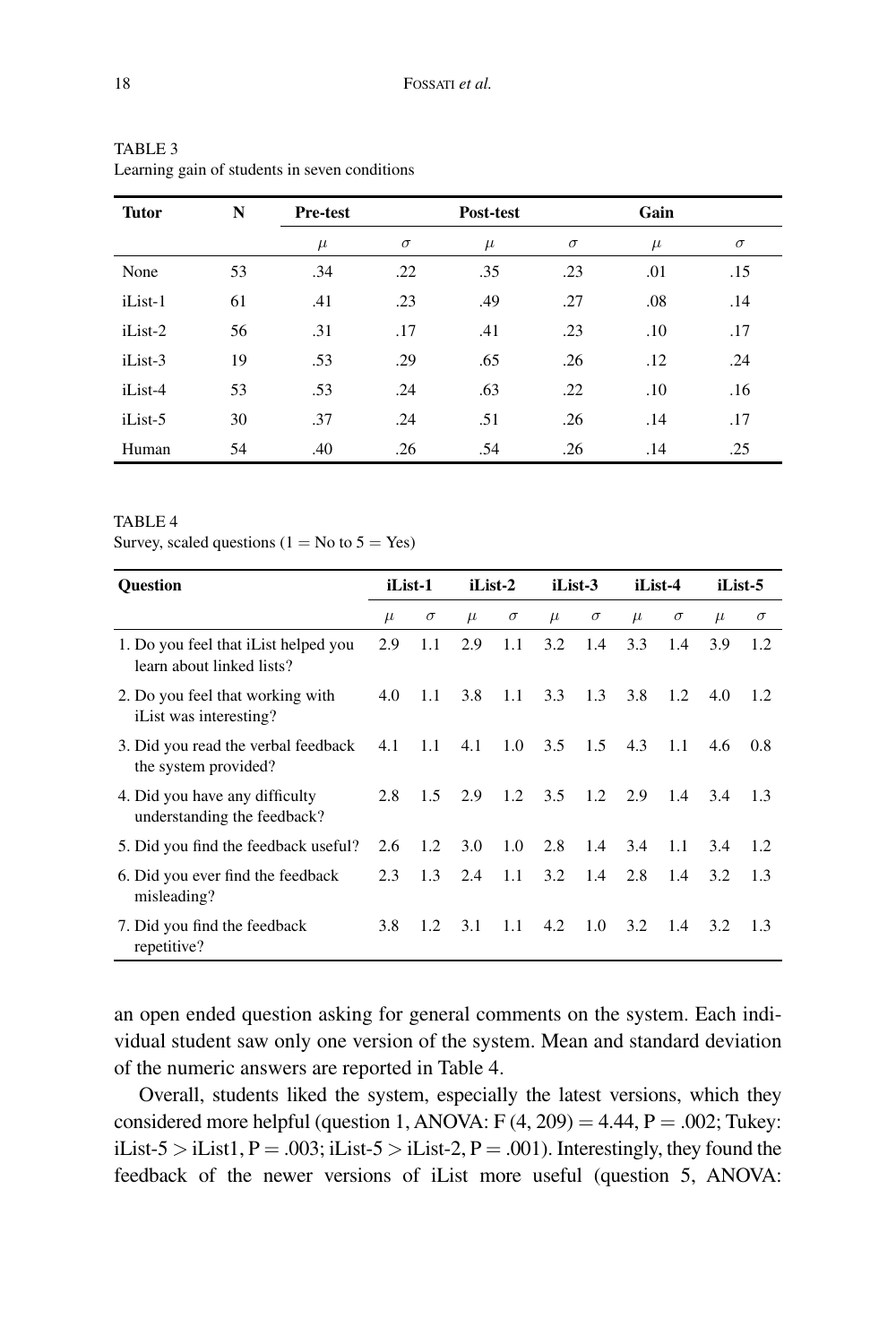TABLE 3
Learning gain of students in seven conditions

| Tutor | N | Pre-test | | Post-test | | Gain | |
|---|---|---|---|---|---|---|---|
| | | $\mu$ | $\sigma$ | $\mu$ | $\sigma$ | $\mu$ | $\sigma$ |
| None | 53 | .34 | .22 | .35 | .23 | .01 | .15 |
| iList-1 | 61 | .41 | .23 | .49 | .27 | .08 | .14 |
| iList-2 | 56 | .31 | .17 | .41 | .23 | .10 | .17 |
| iList-3 | 19 | .53 | .29 | .65 | .26 | .12 | .24 |
| iList-4 | 53 | .53 | .24 | .63 | .22 | .10 | .16 |
| iList-5 | 30 | .37 | .24 | .51 | .26 | .14 | .17 |
| Human | 54 | .40 | .26 | .54 | .26 | .14 | .25 |

TABLE 4
Survey, scaled questions (1 = No to 5 = Yes)

| Question | iList-1 | | iList-2 | | iList-3 | | iList-4 | | iList-5 | |
|---|---|---|---|---|---|---|---|---|---|---|
| | $\mu$ | $\sigma$ | $\mu$ | $\sigma$ | $\mu$ | $\sigma$ | $\mu$ | $\sigma$ | $\mu$ | $\sigma$ |
| 1. Do you feel that iList helped you learn about linked lists? | 2.9 | 1.1 | 2.9 | 1.1 | 3.2 | 1.4 | 3.3 | 1.4 | 3.9 | 1.2 |
| 2. Do you feel that working with iList was interesting? | 4.0 | 1.1 | 3.8 | 1.1 | 3.3 | 1.3 | 3.8 | 1.2 | 4.0 | 1.2 |
| 3. Did you read the verbal feedback the system provided? | 4.1 | 1.1 | 4.1 | 1.0 | 3.5 | 1.5 | 4.3 | 1.1 | 4.6 | 0.8 |
| 4. Did you have any difficulty understanding the feedback? | 2.8 | 1.5 | 2.9 | 1.2 | 3.5 | 1.2 | 2.9 | 1.4 | 3.4 | 1.3 |
| 5. Did you find the feedback useful? | 2.6 | 1.2 | 3.0 | 1.0 | 2.8 | 1.4 | 3.4 | 1.1 | 3.4 | 1.2 |
| 6. Did you ever find the feedback misleading? | 2.3 | 1.3 | 2.4 | 1.1 | 3.2 | 1.4 | 2.8 | 1.4 | 3.2 | 1.3 |
| 7. Did you find the feedback repetitive? | 3.8 | 1.2 | 3.1 | 1.1 | 4.2 | 1.0 | 3.2 | 1.4 | 3.2 | 1.3 |

an open ended question asking for general comments on the system. Each individual student saw only one version of the system. Mean and standard deviation of the numeric answers are reported in Table 4.

Overall, students liked the system, especially the latest versions, which they considered more helpful (question 1, ANOVA: $F(4, 209) = 4.44$, $P = .002$; Tukey: iList-5 > iList1, $P = .003$; iList-5 > iList-2, $P = .001$). Interestingly, they found the feedback of the newer versions of iList more useful (question 5, ANOVA: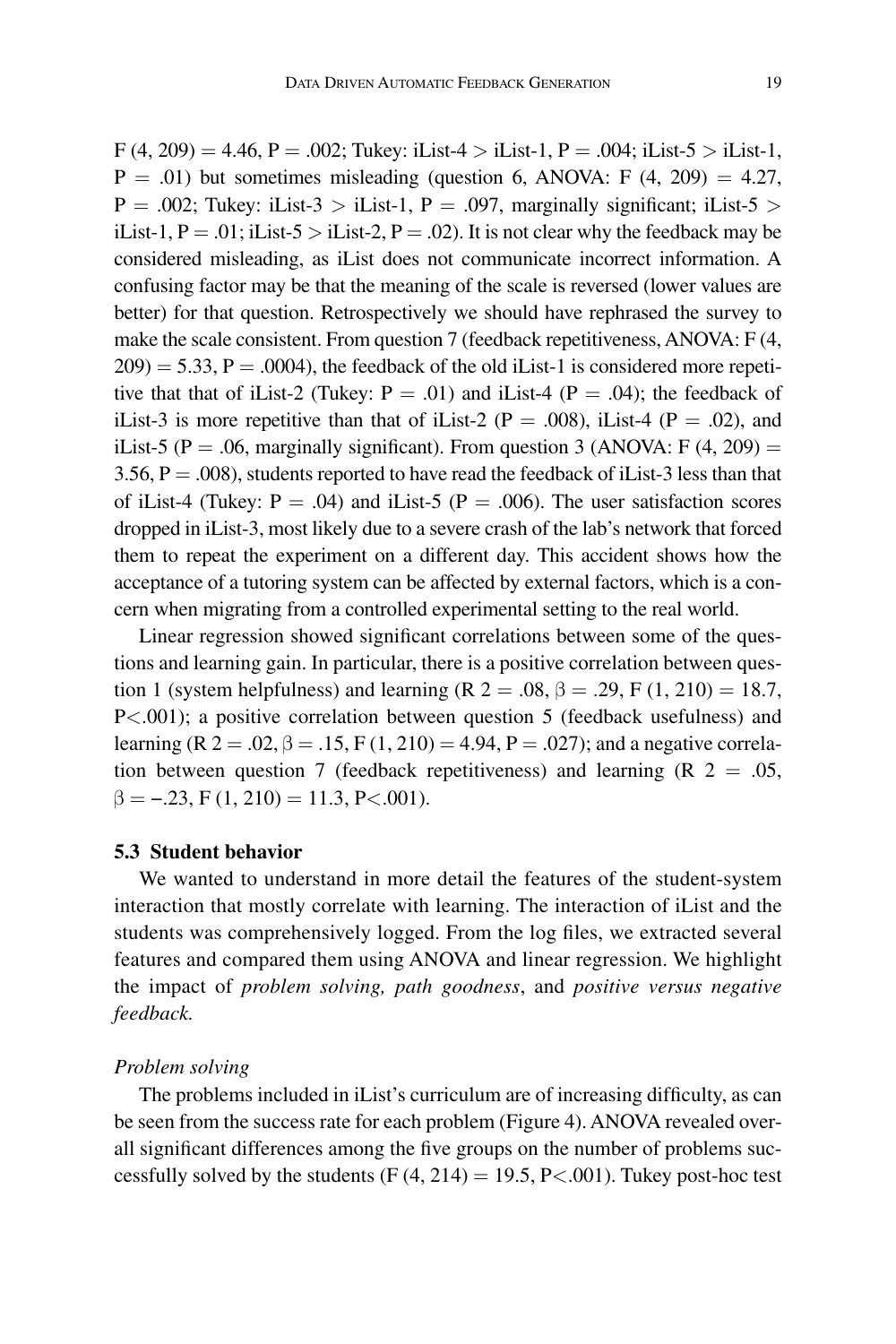$F(4, 209) = 4.46$, $P = .002$; Tukey: iList-4 > iList-1, $P = .004$; iList-5 > iList-1, $P = .01$) but sometimes misleading (question 6, ANOVA: $F(4, 209) = 4.27$, $P = .002$; Tukey: iList-3 > iList-1, $P = .097$, marginally significant; iList-5 > iList-1, $P = .01$; iList-5 > iList-2, $P = .02$). It is not clear why the feedback may be considered misleading, as iList does not communicate incorrect information. A confusing factor may be that the meaning of the scale is reversed (lower values are better) for that question. Retrospectively we should have rephrased the survey to make the scale consistent. From question 7 (feedback repetitiveness, ANOVA: $F(4, 209) = 5.33$, $P = .0004$), the feedback of the old iList-1 is considered more repetitive that that of iList-2 (Tukey: $P = .01$) and iList-4 ($P = .04$); the feedback of iList-3 is more repetitive than that of iList-2 ($P = .008$), iList-4 ($P = .02$), and iList-5 ($P = .06$, marginally significant). From question 3 (ANOVA: $F(4, 209) = 3.56$, $P = .008$), students reported to have read the feedback of iList-3 less than that of iList-4 (Tukey: $P = .04$) and iList-5 ($P = .006$). The user satisfaction scores dropped in iList-3, most likely due to a severe crash of the lab's network that forced them to repeat the experiment on a different day. This accident shows how the acceptance of a tutoring system can be affected by external factors, which is a concern when migrating from a controlled experimental setting to the real world.

Linear regression showed significant correlations between some of the questions and learning gain. In particular, there is a positive correlation between question 1 (system helpfulness) and learning ($R^2 = .08$, $\beta = .29$, $F(1, 210) = 18.7$, $P < .001$); a positive correlation between question 5 (feedback usefulness) and learning ($R^2 = .02$, $\beta = .15$, $F(1, 210) = 4.94$, $P = .027$); and a negative correlation between question 7 (feedback repetitiveness) and learning ($R^2 = .05$, $\beta = -.23$, $F(1, 210) = 11.3$, $P < .001$).

### 5.3 Student behavior

We wanted to understand in more detail the features of the student-system interaction that mostly correlate with learning. The interaction of iList and the students was comprehensively logged. From the log files, we extracted several features and compared them using ANOVA and linear regression. We highlight the impact of *problem solving, path goodness*, and *positive versus negative feedback.*

*Problem solving*

The problems included in iList's curriculum are of increasing difficulty, as can be seen from the success rate for each problem (Figure 4). ANOVA revealed overall significant differences among the five groups on the number of problems successfully solved by the students ($F(4, 214) = 19.5$, $P < .001$). Tukey post-hoc test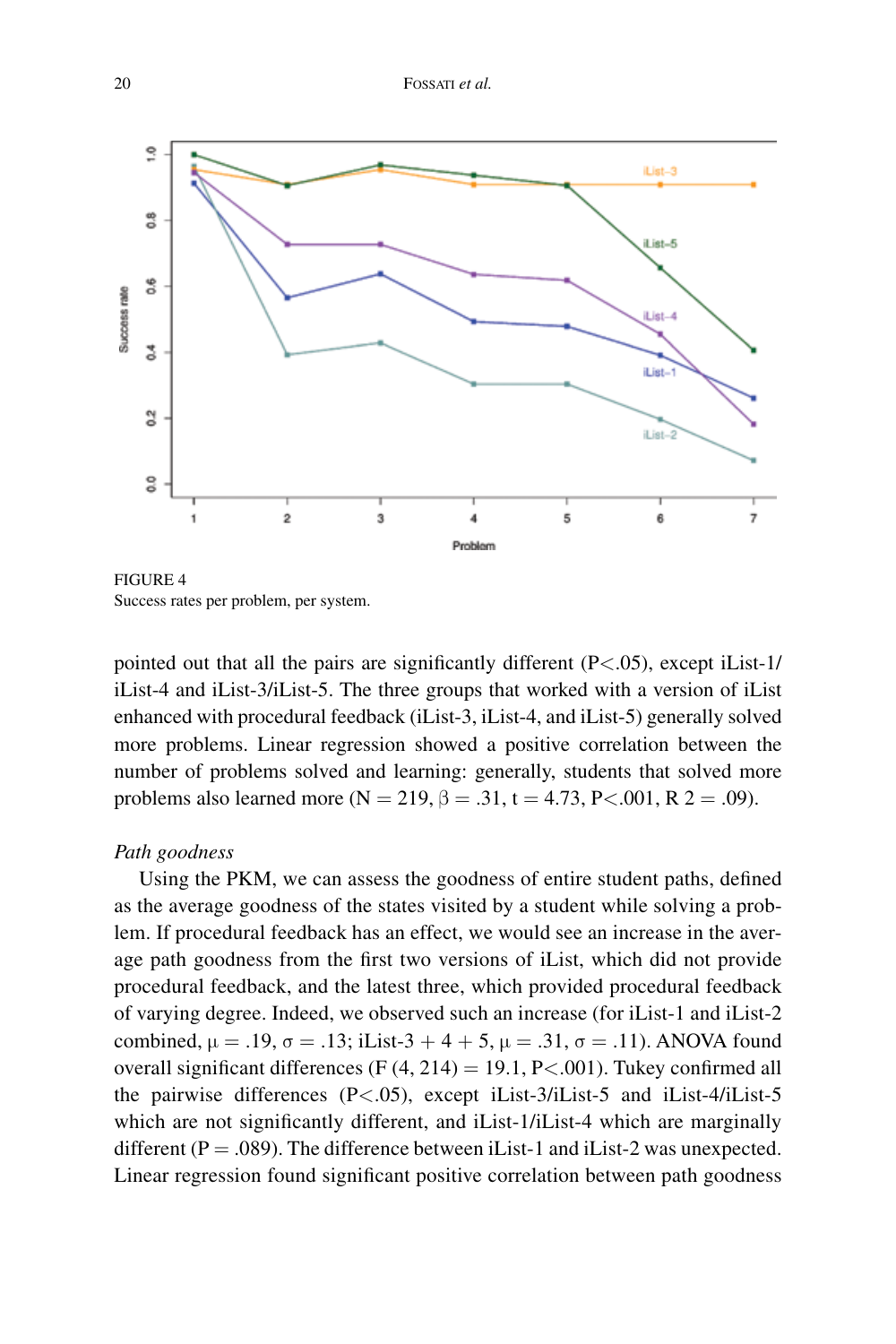FIGURE 4
Success rates per problem, per system.

pointed out that all the pairs are significantly different ($P<.05$), except iList-1/iList-4 and iList-3/iList-5. The three groups that worked with a version of iList enhanced with procedural feedback (iList-3, iList-4, and iList-5) generally solved more problems. Linear regression showed a positive correlation between the number of problems solved and learning: generally, students that solved more problems also learned more ($N = 219$, $\beta = .31$, $t = 4.73$, $P<.001$, $R^2 = .09$).

*Path goodness*

Using the PKM, we can assess the goodness of entire student paths, defined as the average goodness of the states visited by a student while solving a problem. If procedural feedback has an effect, we would see an increase in the average path goodness from the first two versions of iList, which did not provide procedural feedback, and the latest three, which provided procedural feedback of varying degree. Indeed, we observed such an increase (for iList-1 and iList-2 combined, $\mu = .19$, $\sigma = .13$; iList-3 + 4 + 5, $\mu = .31$, $\sigma = .11$). ANOVA found overall significant differences ($F(4, 214) = 19.1$, $P<.001$). Tukey confirmed all the pairwise differences ($P<.05$), except iList-3/iList-5 and iList-4/iList-5 which are not significantly different, and iList-1/iList-4 which are marginally different ($P = .089$). The difference between iList-1 and iList-2 was unexpected. Linear regression found significant positive correlation between path goodness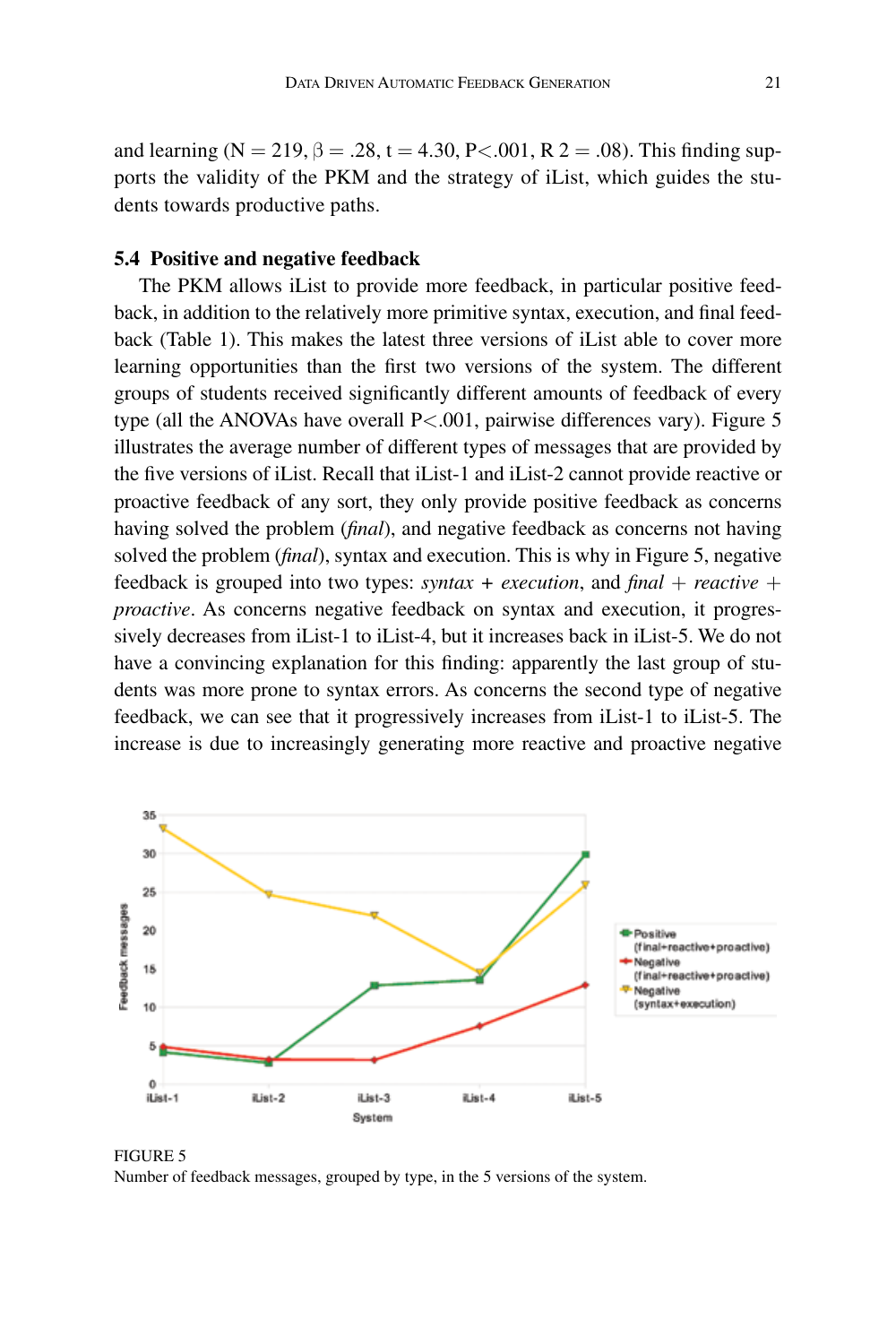and learning (N = 219, β = .28, t = 4.30, P<.001, R 2 = .08). This finding supports the validity of the PKM and the strategy of iList, which guides the students towards productive paths.

### 5.4 Positive and negative feedback

The PKM allows iList to provide more feedback, in particular positive feedback, in addition to the relatively more primitive syntax, execution, and final feedback (Table 1). This makes the latest three versions of iList able to cover more learning opportunities than the first two versions of the system. The different groups of students received significantly different amounts of feedback of every type (all the ANOVAs have overall P<.001, pairwise differences vary). Figure 5 illustrates the average number of different types of messages that are provided by the five versions of iList. Recall that iList-1 and iList-2 cannot provide reactive or proactive feedback of any sort, they only provide positive feedback as concerns having solved the problem (*final*), and negative feedback as concerns not having solved the problem (*final*), syntax and execution. This is why in Figure 5, negative feedback is grouped into two types: *syntax* + *execution*, and *final* + *reactive* + *proactive*. As concerns negative feedback on syntax and execution, it progressively decreases from iList-1 to iList-4, but it increases back in iList-5. We do not have a convincing explanation for this finding: apparently the last group of students was more prone to syntax errors. As concerns the second type of negative feedback, we can see that it progressively increases from iList-1 to iList-5. The increase is due to increasingly generating more reactive and proactive negative

FIGURE 5
Number of feedback messages, grouped by type, in the 5 versions of the system.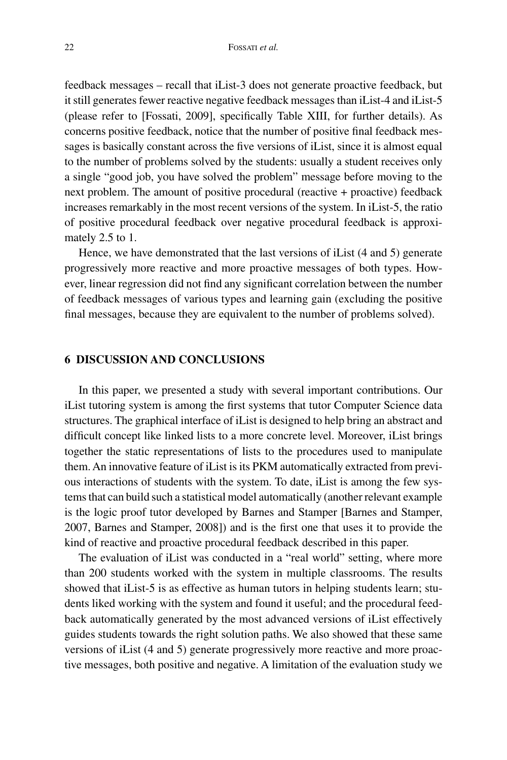feedback messages – recall that iList-3 does not generate proactive feedback, but it still generates fewer reactive negative feedback messages than iList-4 and iList-5 (please refer to [Fossati, 2009], specifically Table XIII, for further details). As concerns positive feedback, notice that the number of positive final feedback messages is basically constant across the five versions of iList, since it is almost equal to the number of problems solved by the students: usually a student receives only a single "good job, you have solved the problem" message before moving to the next problem. The amount of positive procedural (reactive + proactive) feedback increases remarkably in the most recent versions of the system. In iList-5, the ratio of positive procedural feedback over negative procedural feedback is approximately 2.5 to 1.

Hence, we have demonstrated that the last versions of iList (4 and 5) generate progressively more reactive and more proactive messages of both types. However, linear regression did not find any significant correlation between the number of feedback messages of various types and learning gain (excluding the positive final messages, because they are equivalent to the number of problems solved).

## 6 DISCUSSION AND CONCLUSIONS

In this paper, we presented a study with several important contributions. Our iList tutoring system is among the first systems that tutor Computer Science data structures. The graphical interface of iList is designed to help bring an abstract and difficult concept like linked lists to a more concrete level. Moreover, iList brings together the static representations of lists to the procedures used to manipulate them. An innovative feature of iList is its PKM automatically extracted from previous interactions of students with the system. To date, iList is among the few systems that can build such a statistical model automatically (another relevant example is the logic proof tutor developed by Barnes and Stamper [Barnes and Stamper, 2007, Barnes and Stamper, 2008]) and is the first one that uses it to provide the kind of reactive and proactive procedural feedback described in this paper.

The evaluation of iList was conducted in a "real world" setting, where more than 200 students worked with the system in multiple classrooms. The results showed that iList-5 is as effective as human tutors in helping students learn; students liked working with the system and found it useful; and the procedural feedback automatically generated by the most advanced versions of iList effectively guides students towards the right solution paths. We also showed that these same versions of iList (4 and 5) generate progressively more reactive and more proactive messages, both positive and negative. A limitation of the evaluation study we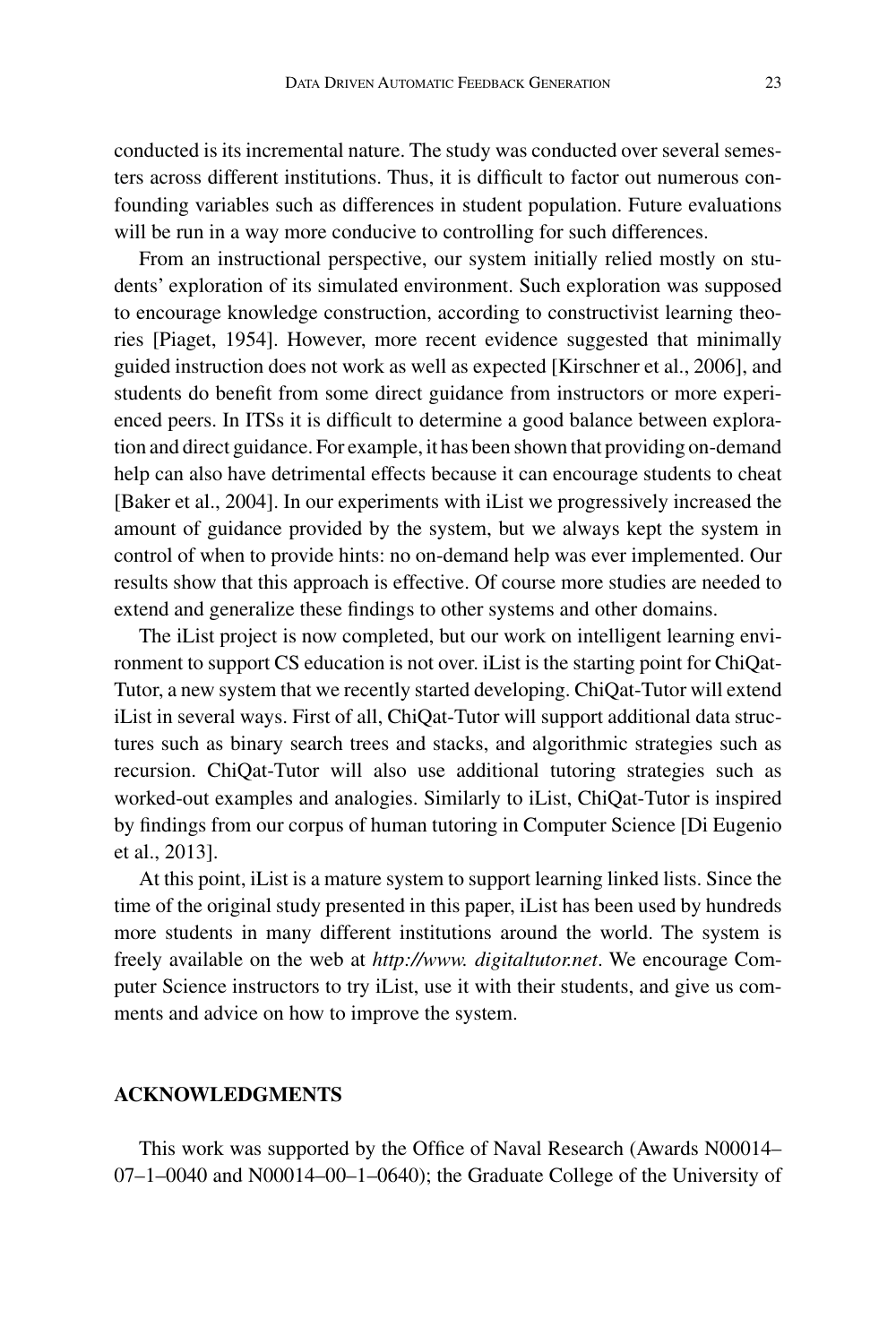conducted is its incremental nature. The study was conducted over several semesters across different institutions. Thus, it is difficult to factor out numerous confounding variables such as differences in student population. Future evaluations will be run in a way more conducive to controlling for such differences.

From an instructional perspective, our system initially relied mostly on students' exploration of its simulated environment. Such exploration was supposed to encourage knowledge construction, according to constructivist learning theories [Piaget, 1954]. However, more recent evidence suggested that minimally guided instruction does not work as well as expected [Kirschner et al., 2006], and students do benefit from some direct guidance from instructors or more experienced peers. In ITSs it is difficult to determine a good balance between exploration and direct guidance. For example, it has been shown that providing on-demand help can also have detrimental effects because it can encourage students to cheat [Baker et al., 2004]. In our experiments with iList we progressively increased the amount of guidance provided by the system, but we always kept the system in control of when to provide hints: no on-demand help was ever implemented. Our results show that this approach is effective. Of course more studies are needed to extend and generalize these findings to other systems and other domains.

The iList project is now completed, but our work on intelligent learning environment to support CS education is not over. iList is the starting point for ChiQat-Tutor, a new system that we recently started developing. ChiQat-Tutor will extend iList in several ways. First of all, ChiQat-Tutor will support additional data structures such as binary search trees and stacks, and algorithmic strategies such as recursion. ChiQat-Tutor will also use additional tutoring strategies such as worked-out examples and analogies. Similarly to iList, ChiQat-Tutor is inspired by findings from our corpus of human tutoring in Computer Science [Di Eugenio et al., 2013].

At this point, iList is a mature system to support learning linked lists. Since the time of the original study presented in this paper, iList has been used by hundreds more students in many different institutions around the world. The system is freely available on the web at *http://www. digitaltutor.net*. We encourage Computer Science instructors to try iList, use it with their students, and give us comments and advice on how to improve the system.

## ACKNOWLEDGMENTS

This work was supported by the Office of Naval Research (Awards N00014–07–1–0040 and N00014–00–1–0640); the Graduate College of the University of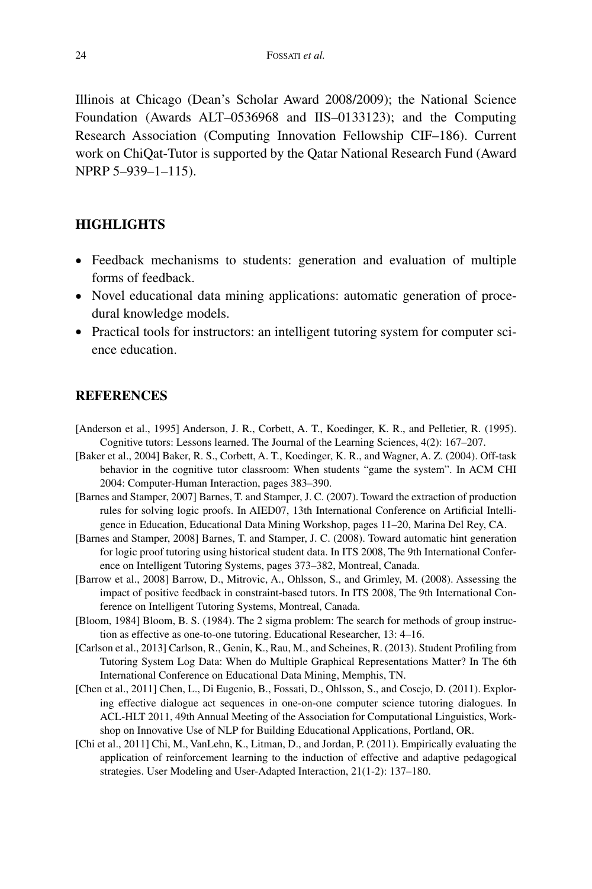Illinois at Chicago (Dean's Scholar Award 2008/2009); the National Science Foundation (Awards ALT–0536968 and IIS–0133123); and the Computing Research Association (Computing Innovation Fellowship CIF–186). Current work on ChiQat-Tutor is supported by the Qatar National Research Fund (Award NPRP 5–939–1–115).

## HIGHLIGHTS

- Feedback mechanisms to students: generation and evaluation of multiple forms of feedback.
- Novel educational data mining applications: automatic generation of procedural knowledge models.
- Practical tools for instructors: an intelligent tutoring system for computer science education.

## REFERENCES

[Anderson et al., 1995] Anderson, J. R., Corbett, A. T., Koedinger, K. R., and Pelletier, R. (1995). Cognitive tutors: Lessons learned. The Journal of the Learning Sciences, 4(2): 167–207.

[Baker et al., 2004] Baker, R. S., Corbett, A. T., Koedinger, K. R., and Wagner, A. Z. (2004). Off-task behavior in the cognitive tutor classroom: When students "game the system". In ACM CHI 2004: Computer-Human Interaction, pages 383–390.

[Barnes and Stamper, 2007] Barnes, T. and Stamper, J. C. (2007). Toward the extraction of production rules for solving logic proofs. In AIED07, 13th International Conference on Artificial Intelligence in Education, Educational Data Mining Workshop, pages 11–20, Marina Del Rey, CA.

[Barnes and Stamper, 2008] Barnes, T. and Stamper, J. C. (2008). Toward automatic hint generation for logic proof tutoring using historical student data. In ITS 2008, The 9th International Conference on Intelligent Tutoring Systems, pages 373–382, Montreal, Canada.

[Barrow et al., 2008] Barrow, D., Mitrovic, A., Ohlsson, S., and Grimley, M. (2008). Assessing the impact of positive feedback in constraint-based tutors. In ITS 2008, The 9th International Conference on Intelligent Tutoring Systems, Montreal, Canada.

[Bloom, 1984] Bloom, B. S. (1984). The 2 sigma problem: The search for methods of group instruction as effective as one-to-one tutoring. Educational Researcher, 13: 4–16.

[Carlson et al., 2013] Carlson, R., Genin, K., Rau, M., and Scheines, R. (2013). Student Profiling from Tutoring System Log Data: When do Multiple Graphical Representations Matter? In The 6th International Conference on Educational Data Mining, Memphis, TN.

[Chen et al., 2011] Chen, L., Di Eugenio, B., Fossati, D., Ohlsson, S., and Cosejo, D. (2011). Exploring effective dialogue act sequences in one-on-one computer science tutoring dialogues. In ACL-HLT 2011, 49th Annual Meeting of the Association for Computational Linguistics, Workshop on Innovative Use of NLP for Building Educational Applications, Portland, OR.

[Chi et al., 2011] Chi, M., VanLehn, K., Litman, D., and Jordan, P. (2011). Empirically evaluating the application of reinforcement learning to the induction of effective and adaptive pedagogical strategies. User Modeling and User-Adapted Interaction, 21(1-2): 137–180.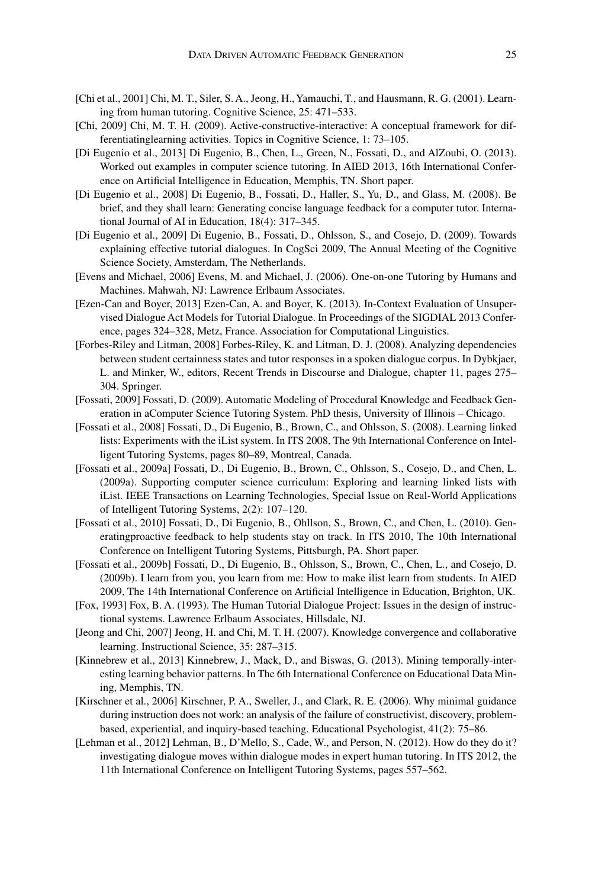[Chi et al., 2001] Chi, M. T., Siler, S. A., Jeong, H., Yamauchi, T., and Hausmann, R. G. (2001). Learning from human tutoring. Cognitive Science, 25: 471–533.

[Chi, 2009] Chi, M. T. H. (2009). Active-constructive-interactive: A conceptual framework for differentiatinglearning activities. Topics in Cognitive Science, 1: 73–105.

[Di Eugenio et al., 2013] Di Eugenio, B., Chen, L., Green, N., Fossati, D., and AlZoubi, O. (2013). Worked out examples in computer science tutoring. In AIED 2013, 16th International Conference on Artificial Intelligence in Education, Memphis, TN. Short paper.

[Di Eugenio et al., 2008] Di Eugenio, B., Fossati, D., Haller, S., Yu, D., and Glass, M. (2008). Be brief, and they shall learn: Generating concise language feedback for a computer tutor. International Journal of AI in Education, 18(4): 317–345.

[Di Eugenio et al., 2009] Di Eugenio, B., Fossati, D., Ohlsson, S., and Cosejo, D. (2009). Towards explaining effective tutorial dialogues. In CogSci 2009, The Annual Meeting of the Cognitive Science Society, Amsterdam, The Netherlands.

[Evens and Michael, 2006] Evens, M. and Michael, J. (2006). One-on-one Tutoring by Humans and Machines. Mahwah, NJ: Lawrence Erlbaum Associates.

[Ezen-Can and Boyer, 2013] Ezen-Can, A. and Boyer, K. (2013). In-Context Evaluation of Unsupervised Dialogue Act Models for Tutorial Dialogue. In Proceedings of the SIGDIAL 2013 Conference, pages 324–328, Metz, France. Association for Computational Linguistics.

[Forbes-Riley and Litman, 2008] Forbes-Riley, K. and Litman, D. J. (2008). Analyzing dependencies between student certainness states and tutor responses in a spoken dialogue corpus. In Dybkjaer, L. and Minker, W., editors, Recent Trends in Discourse and Dialogue, chapter 11, pages 275–304. Springer.

[Fossati, 2009] Fossati, D. (2009). Automatic Modeling of Procedural Knowledge and Feedback Generation in aComputer Science Tutoring System. PhD thesis, University of Illinois – Chicago.

[Fossati et al., 2008] Fossati, D., Di Eugenio, B., Brown, C., and Ohlsson, S. (2008). Learning linked lists: Experiments with the iList system. In ITS 2008, The 9th International Conference on Intelligent Tutoring Systems, pages 80–89, Montreal, Canada.

[Fossati et al., 2009a] Fossati, D., Di Eugenio, B., Brown, C., Ohlsson, S., Cosejo, D., and Chen, L. (2009a). Supporting computer science curriculum: Exploring and learning linked lists with iList. IEEE Transactions on Learning Technologies, Special Issue on Real-World Applications of Intelligent Tutoring Systems, 2(2): 107–120.

[Fossati et al., 2010] Fossati, D., Di Eugenio, B., Ohllson, S., Brown, C., and Chen, L. (2010). Generatingproactive feedback to help students stay on track. In ITS 2010, The 10th International Conference on Intelligent Tutoring Systems, Pittsburgh, PA. Short paper.

[Fossati et al., 2009b] Fossati, D., Di Eugenio, B., Ohlsson, S., Brown, C., Chen, L., and Cosejo, D. (2009b). I learn from you, you learn from me: How to make ilist learn from students. In AIED 2009, The 14th International Conference on Artificial Intelligence in Education, Brighton, UK.

[Fox, 1993] Fox, B. A. (1993). The Human Tutorial Dialogue Project: Issues in the design of instructional systems. Lawrence Erlbaum Associates, Hillsdale, NJ.

[Jeong and Chi, 2007] Jeong, H. and Chi, M. T. H. (2007). Knowledge convergence and collaborative learning. Instructional Science, 35: 287–315.

[Kinnebrew et al., 2013] Kinnebrew, J., Mack, D., and Biswas, G. (2013). Mining temporally-interesting learning behavior patterns. In The 6th International Conference on Educational Data Mining, Memphis, TN.

[Kirschner et al., 2006] Kirschner, P. A., Sweller, J., and Clark, R. E. (2006). Why minimal guidance during instruction does not work: an analysis of the failure of constructivist, discovery, problem-based, experiential, and inquiry-based teaching. Educational Psychologist, 41(2): 75–86.

[Lehman et al., 2012] Lehman, B., D'Mello, S., Cade, W., and Person, N. (2012). How do they do it? investigating dialogue moves within dialogue modes in expert human tutoring. In ITS 2012, the 11th International Conference on Intelligent Tutoring Systems, pages 557–562.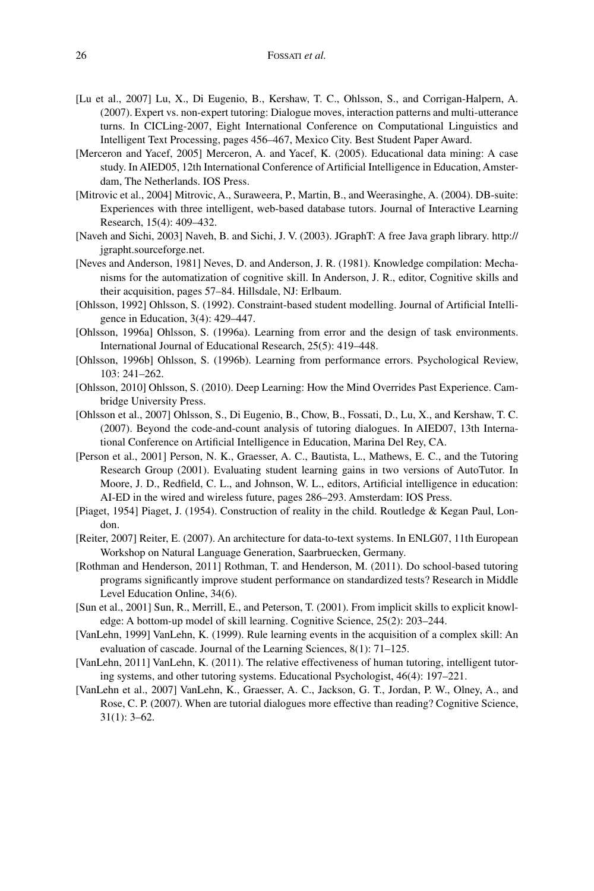[Lu et al., 2007] Lu, X., Di Eugenio, B., Kershaw, T. C., Ohlsson, S., and Corrigan-Halpern, A. (2007). Expert vs. non-expert tutoring: Dialogue moves, interaction patterns and multi-utterance turns. In CICLing-2007, Eight International Conference on Computational Linguistics and Intelligent Text Processing, pages 456–467, Mexico City. Best Student Paper Award.

[Merceron and Yacef, 2005] Merceron, A. and Yacef, K. (2005). Educational data mining: A case study. In AIED05, 12th International Conference of Artificial Intelligence in Education, Amsterdam, The Netherlands. IOS Press.

[Mitrovic et al., 2004] Mitrovic, A., Suraweera, P., Martin, B., and Weerasinghe, A. (2004). DB-suite: Experiences with three intelligent, web-based database tutors. Journal of Interactive Learning Research, 15(4): 409–432.

[Naveh and Sichi, 2003] Naveh, B. and Sichi, J. V. (2003). JGraphT: A free Java graph library. http://jgrapht.sourceforge.net.

[Neves and Anderson, 1981] Neves, D. and Anderson, J. R. (1981). Knowledge compilation: Mechanisms for the automatization of cognitive skill. In Anderson, J. R., editor, Cognitive skills and their acquisition, pages 57–84. Hillsdale, NJ: Erlbaum.

[Ohlsson, 1992] Ohlsson, S. (1992). Constraint-based student modelling. Journal of Artificial Intelligence in Education, 3(4): 429–447.

[Ohlsson, 1996a] Ohlsson, S. (1996a). Learning from error and the design of task environments. International Journal of Educational Research, 25(5): 419–448.

[Ohlsson, 1996b] Ohlsson, S. (1996b). Learning from performance errors. Psychological Review, 103: 241–262.

[Ohlsson, 2010] Ohlsson, S. (2010). Deep Learning: How the Mind Overrides Past Experience. Cambridge University Press.

[Ohlsson et al., 2007] Ohlsson, S., Di Eugenio, B., Chow, B., Fossati, D., Lu, X., and Kershaw, T. C. (2007). Beyond the code-and-count analysis of tutoring dialogues. In AIED07, 13th International Conference on Artificial Intelligence in Education, Marina Del Rey, CA.

[Person et al., 2001] Person, N. K., Graesser, A. C., Bautista, L., Mathews, E. C., and the Tutoring Research Group (2001). Evaluating student learning gains in two versions of AutoTutor. In Moore, J. D., Redfield, C. L., and Johnson, W. L., editors, Artificial intelligence in education: AI-ED in the wired and wireless future, pages 286–293. Amsterdam: IOS Press.

[Piaget, 1954] Piaget, J. (1954). Construction of reality in the child. Routledge & Kegan Paul, London.

[Reiter, 2007] Reiter, E. (2007). An architecture for data-to-text systems. In ENLG07, 11th European Workshop on Natural Language Generation, Saarbruecken, Germany.

[Rothman and Henderson, 2011] Rothman, T. and Henderson, M. (2011). Do school-based tutoring programs significantly improve student performance on standardized tests? Research in Middle Level Education Online, 34(6).

[Sun et al., 2001] Sun, R., Merrill, E., and Peterson, T. (2001). From implicit skills to explicit knowledge: A bottom-up model of skill learning. Cognitive Science, 25(2): 203–244.

[VanLehn, 1999] VanLehn, K. (1999). Rule learning events in the acquisition of a complex skill: An evaluation of cascade. Journal of the Learning Sciences, 8(1): 71–125.

[VanLehn, 2011] VanLehn, K. (2011). The relative effectiveness of human tutoring, intelligent tutoring systems, and other tutoring systems. Educational Psychologist, 46(4): 197–221.

[VanLehn et al., 2007] VanLehn, K., Graesser, A. C., Jackson, G. T., Jordan, P. W., Olney, A., and Rose, C. P. (2007). When are tutorial dialogues more effective than reading? Cognitive Science, 31(1): 3–62.